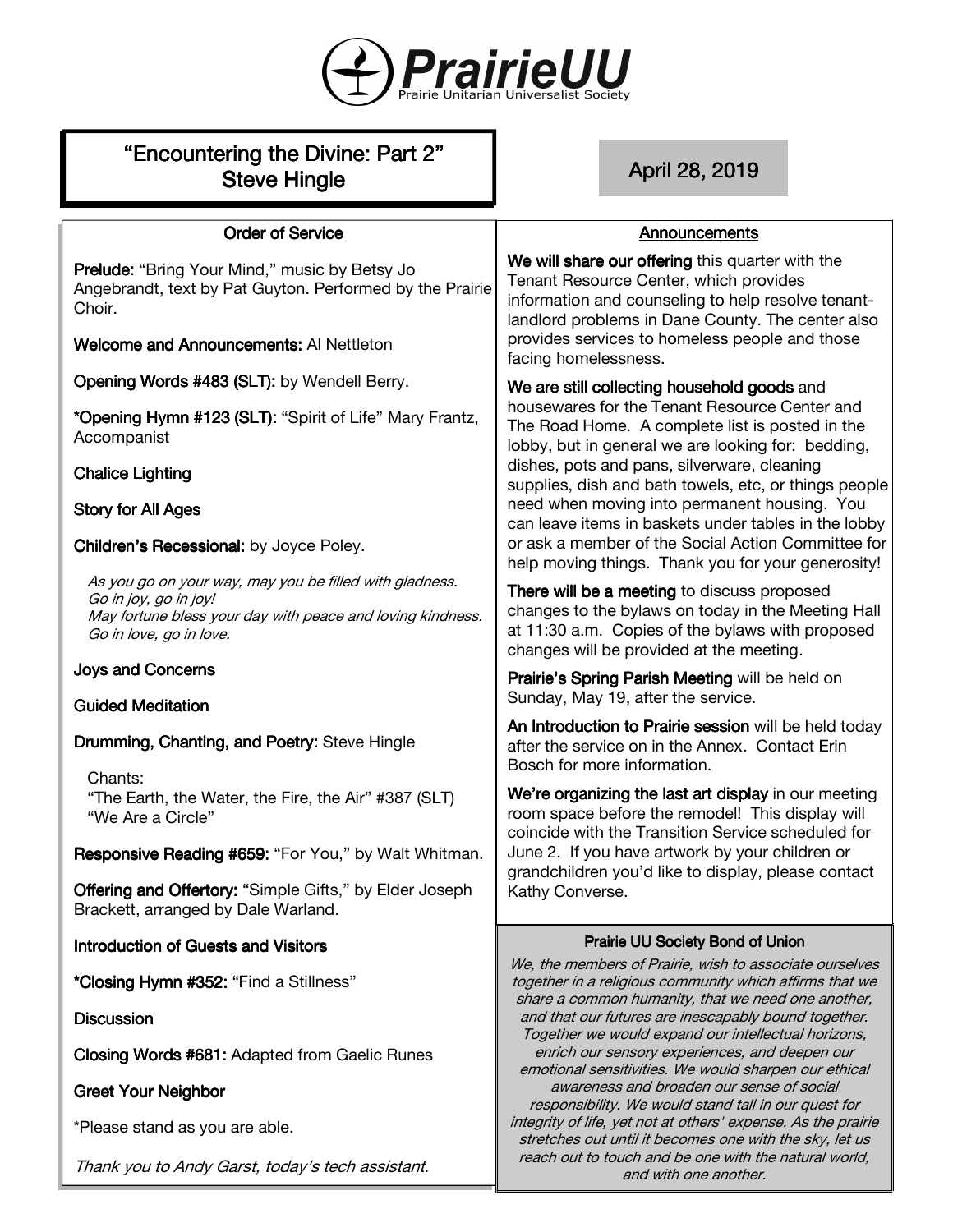# PrairieUU

Prairie Unitarian Universalist Society

## "Encountering the Divine: Part 2"
## Steve Hingle

**April 28, 2019**

### Order of Service

**Prelude:** "Bring Your Mind," music by Betsy Jo Angebrandt, text by Pat Guyton. Performed by the Prairie Choir.

**Welcome and Announcements:** Al Nettleton

**Opening Words #483 (SLT):** by Wendell Berry.

**\*Opening Hymn #123 (SLT):** "Spirit of Life" Mary Frantz, Accompanist

**Chalice Lighting**

**Story for All Ages**

**Children's Recessional:** by Joyce Poley.

*As you go on your way, may you be filled with gladness.*
*Go in joy, go in joy!*
*May fortune bless your day with peace and loving kindness.*
*Go in love, go in love.*

**Joys and Concerns**

**Guided Meditation**

**Drumming, Chanting, and Poetry:** Steve Hingle

Chants:
"The Earth, the Water, the Fire, the Air" #387 (SLT)
"We Are a Circle"

**Responsive Reading #659:** "For You," by Walt Whitman.

**Offering and Offertory:** "Simple Gifts," by Elder Joseph Brackett, arranged by Dale Warland.

**Introduction of Guests and Visitors**

**\*Closing Hymn #352:** "Find a Stillness"

**Discussion**

**Closing Words #681:** Adapted from Gaelic Runes

**Greet Your Neighbor**

\*Please stand as you are able.

*Thank you to Andy Garst, today's tech assistant.*

### Announcements

**We will share our offering** this quarter with the Tenant Resource Center, which provides information and counseling to help resolve tenant-landlord problems in Dane County. The center also provides services to homeless people and those facing homelessness.

**We are still collecting household goods** and housewares for the Tenant Resource Center and The Road Home. A complete list is posted in the lobby, but in general we are looking for: bedding, dishes, pots and pans, silverware, cleaning supplies, dish and bath towels, etc, or things people need when moving into permanent housing. You can leave items in baskets under tables in the lobby or ask a member of the Social Action Committee for help moving things. Thank you for your generosity!

**There will be a meeting** to discuss proposed changes to the bylaws on today in the Meeting Hall at 11:30 a.m. Copies of the bylaws with proposed changes will be provided at the meeting.

**Prairie's Spring Parish Meeting** will be held on Sunday, May 19, after the service.

**An Introduction to Prairie session** will be held today after the service on in the Annex. Contact Erin Bosch for more information.

**We're organizing the last art display** in our meeting room space before the remodel! This display will coincide with the Transition Service scheduled for June 2. If you have artwork by your children or grandchildren you'd like to display, please contact Kathy Converse.

### Prairie UU Society Bond of Union

*We, the members of Prairie, wish to associate ourselves together in a religious community which affirms that we share a common humanity, that we need one another, and that our futures are inescapably bound together. Together we would expand our intellectual horizons, enrich our sensory experiences, and deepen our emotional sensitivities. We would sharpen our ethical awareness and broaden our sense of social responsibility. We would stand tall in our quest for integrity of life, yet not at others' expense. As the prairie stretches out until it becomes one with the sky, let us reach out to touch and be one with the natural world, and with one another.*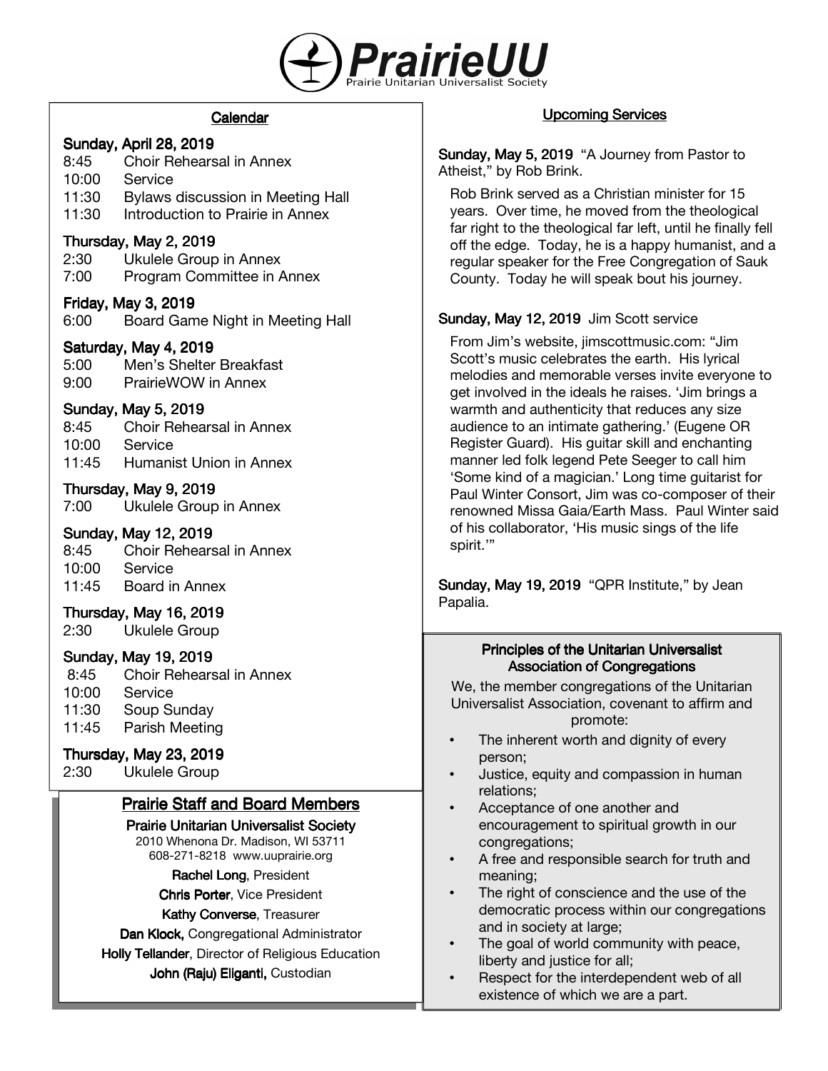# PrairieUU

Prairie Unitarian Universalist Society

## Calendar

**Sunday, April 28, 2019**

8:45 Choir Rehearsal in Annex
10:00 Service
11:30 Bylaws discussion in Meeting Hall
11:30 Introduction to Prairie in Annex

**Thursday, May 2, 2019**

2:30 Ukulele Group in Annex
7:00 Program Committee in Annex

**Friday, May 3, 2019**

6:00 Board Game Night in Meeting Hall

**Saturday, May 4, 2019**

5:00 Men's Shelter Breakfast
9:00 PrairieWOW in Annex

**Sunday, May 5, 2019**

8:45 Choir Rehearsal in Annex
10:00 Service
11:45 Humanist Union in Annex

**Thursday, May 9, 2019**

7:00 Ukulele Group in Annex

**Sunday, May 12, 2019**

8:45 Choir Rehearsal in Annex
10:00 Service
11:45 Board in Annex

**Thursday, May 16, 2019**

2:30 Ukulele Group

**Sunday, May 19, 2019**

8:45 Choir Rehearsal in Annex
10:00 Service
11:30 Soup Sunday
11:45 Parish Meeting

**Thursday, May 23, 2019**

2:30 Ukulele Group

## Prairie Staff and Board Members

**Prairie Unitarian Universalist Society**
2010 Whenona Dr. Madison, WI 53711
608-271-8218 www.uuprairie.org

**Rachel Long**, President
**Chris Porter**, Vice President
**Kathy Converse**, Treasurer
**Dan Klock,** Congregational Administrator
**Holly Tellander**, Director of Religious Education
**John (Raju) Eliganti,** Custodian

## Upcoming Services

**Sunday, May 5, 2019** "A Journey from Pastor to Atheist," by Rob Brink.

Rob Brink served as a Christian minister for 15 years. Over time, he moved from the theological far right to the theological far left, until he finally fell off the edge. Today, he is a happy humanist, and a regular speaker for the Free Congregation of Sauk County. Today he will speak bout his journey.

**Sunday, May 12, 2019** Jim Scott service

From Jim's website, jimscottmusic.com: "Jim Scott's music celebrates the earth. His lyrical melodies and memorable verses invite everyone to get involved in the ideals he raises. 'Jim brings a warmth and authenticity that reduces any size audience to an intimate gathering.' (Eugene OR Register Guard). His guitar skill and enchanting manner led folk legend Pete Seeger to call him 'Some kind of a magician.' Long time guitarist for Paul Winter Consort, Jim was co-composer of their renowned Missa Gaia/Earth Mass. Paul Winter said of his collaborator, 'His music sings of the life spirit.'"

**Sunday, May 19, 2019** "QPR Institute," by Jean Papalia.

### Principles of the Unitarian Universalist Association of Congregations

We, the member congregations of the Unitarian Universalist Association, covenant to affirm and promote:

- The inherent worth and dignity of every person;
- Justice, equity and compassion in human relations;
- Acceptance of one another and encouragement to spiritual growth in our congregations;
- A free and responsible search for truth and meaning;
- The right of conscience and the use of the democratic process within our congregations and in society at large;
- The goal of world community with peace, liberty and justice for all;
- Respect for the interdependent web of all existence of which we are a part.